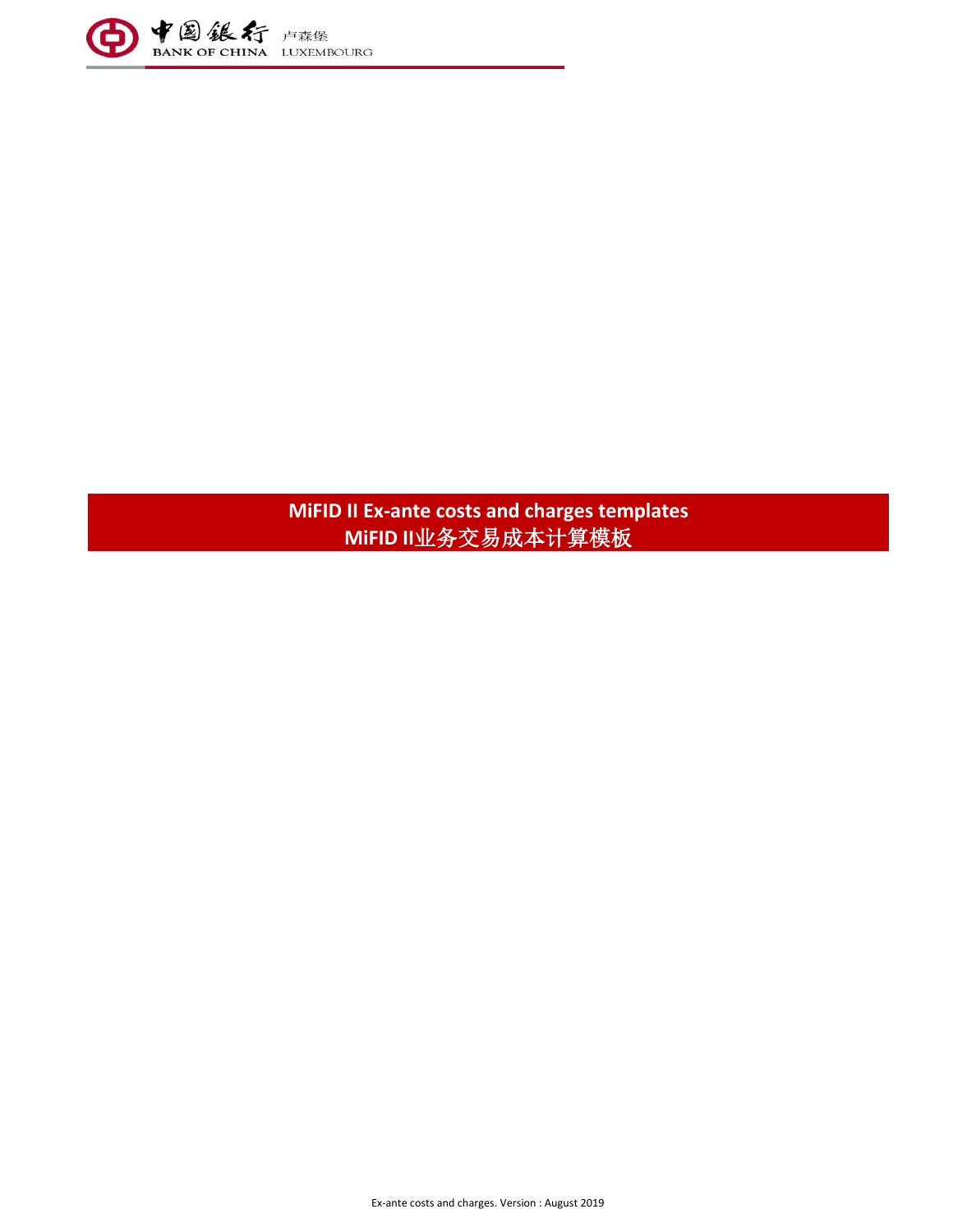# MiFID II Ex-ante costs and charges templates
# MiFID II业务交易成本计算模板

Ex-ante costs and charges. Version : August 2019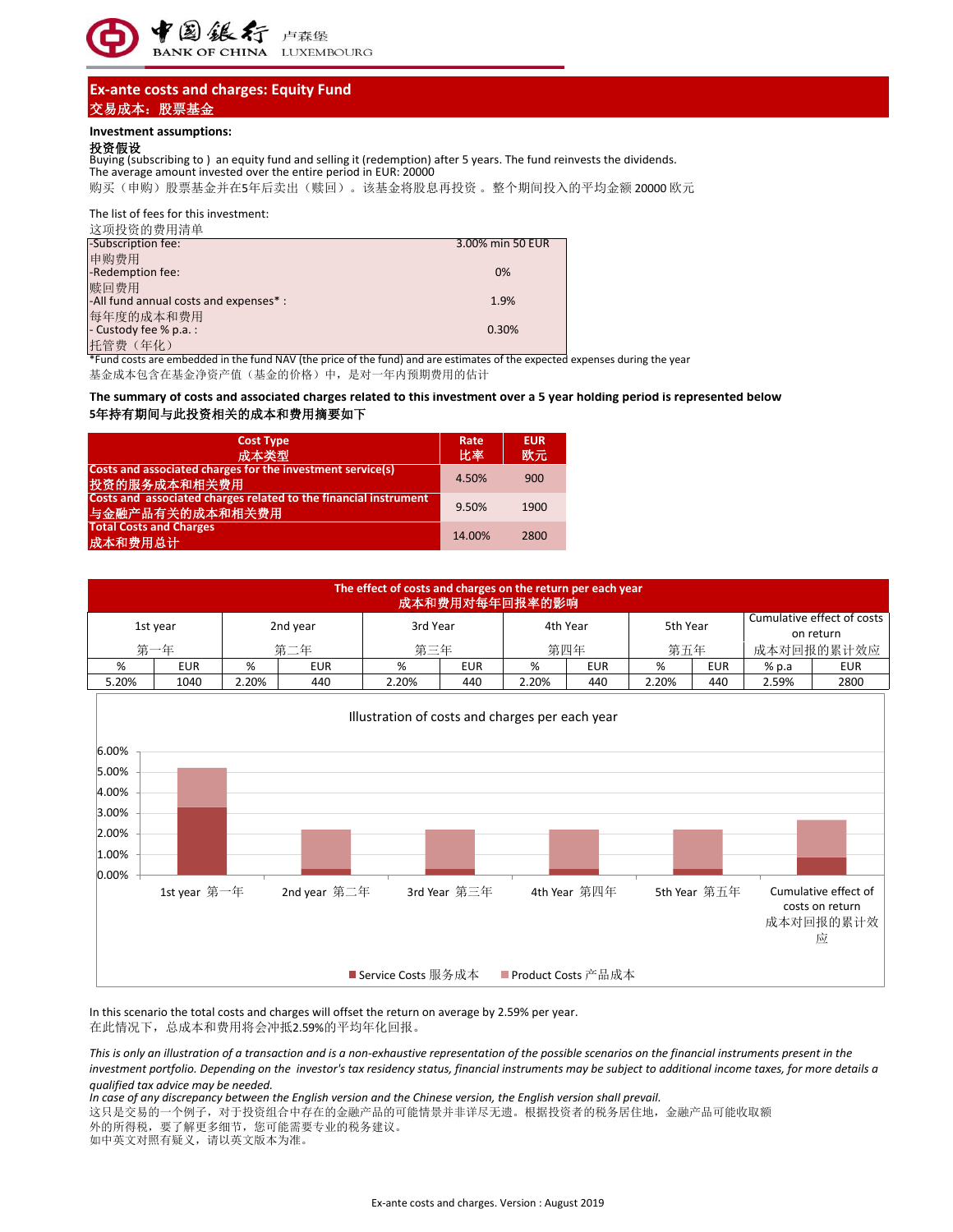## Ex-ante costs and charges: Equity Fund
## 交易成本：股票基金

**Investment assumptions:**
**投资假设**

Buying (subscribing to ) an equity fund and selling it (redemption) after 5 years. The fund reinvests the dividends.
The average amount invested over the entire period in EUR: 20000
购买（申购）股票基金并在5年后卖出（赎回）。该基金将股息再投资 。整个期间投入的平均金额 20000 欧元

The list of fees for this investment:
这项投资的费用清单

| | |
|---|---|
| -Subscription fee:<br>申购费用 | 3.00% min 50 EUR |
| -Redemption fee:<br>赎回费用 | 0% |
| -All fund annual costs and expenses* :<br>每年度的成本和费用 | 1.9% |
| - Custody fee % p.a. :<br>托管费（年化） | 0.30% |

*Fund costs are embedded in the fund NAV (the price of the fund) and are estimates of the expected expenses during the year
基金成本包含在基金净资产值（基金的价格）中，是对一年内预期费用的估计

**The summary of costs and associated charges related to this investment over a 5 year holding period is represented below**
**5年持有期间与此投资相关的成本和费用摘要如下**

| Cost Type<br>成本类型 | Rate<br>比率 | EUR<br>欧元 |
|---|---|---|
| Costs and associated charges for the investment service(s)<br>投资的服务成本和相关费用 | 4.50% | 900 |
| Costs and associated charges related to the financial instrument<br>与金融产品有关的成本和相关费用 | 9.50% | 1900 |
| Total Costs and Charges<br>成本和费用总计 | 14.00% | 2800 |

**The effect of costs and charges on the return per each year**
**成本和费用对每年回报率的影响**

| 1st year<br>第一年 | | 2nd year<br>第二年 | | 3rd Year<br>第三年 | | 4th Year<br>第四年 | | 5th Year<br>第五年 | | Cumulative effect of costs on return<br>成本对回报的累计效应 | |
|---|---|---|---|---|---|---|---|---|---|---|---|
| % | EUR | % | EUR | % | EUR | % | EUR | % | EUR | % p.a | EUR |
| 5.20% | 1040 | 2.20% | 440 | 2.20% | 440 | 2.20% | 440 | 2.20% | 440 | 2.59% | 2800 |

Illustration of costs and charges per each year

In this scenario the total costs and charges will offset the return on average by 2.59% per year.
在此情况下，总成本和费用将会冲抵2.59%的平均年化回报。

*This is only an illustration of a transaction and is a non-exhaustive representation of the possible scenarios on the financial instruments present in the investment portfolio. Depending on the investor's tax residency status, financial instruments may be subject to additional income taxes, for more details a qualified tax advice may be needed.*
*In case of any discrepancy between the English version and the Chinese version, the English version shall prevail.*
这只是交易的一个例子，对于投资组合中存在的金融产品的可能情景并非详尽无遗。根据投资者的税务居住地，金融产品可能收取额外的所得税，要了解更多细节，您可能需要专业的税务建议。
如中英文对照有疑义，请以英文版本为准。

Ex-ante costs and charges. Version : August 2019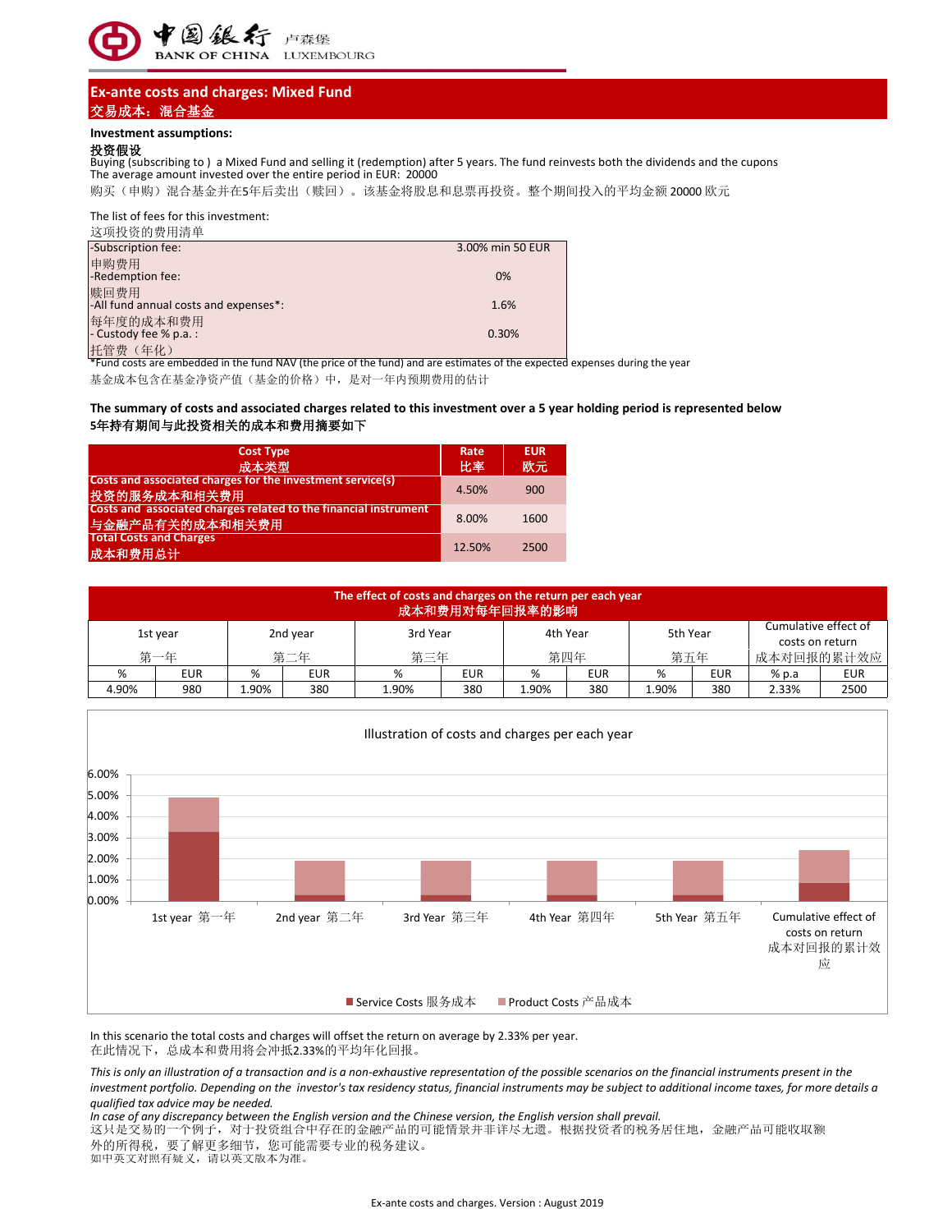## Ex-ante costs and charges: Mixed Fund
## 交易成本：混合基金

**Investment assumptions:**

**投资假设**

Buying (subscribing to ) a Mixed Fund and selling it (redemption) after 5 years. The fund reinvests both the dividends and the cupons
The average amount invested over the entire period in EUR: 20000

购买（申购）混合基金并在5年后卖出（赎回）。该基金将股息和息票再投资。整个期间投入的平均金额 20000 欧元

The list of fees for this investment:
这项投资的费用清单

| | |
|---|---|
| -Subscription fee: 申购费用 | 3.00% min 50 EUR |
| -Redemption fee: 赎回费用 | 0% |
| -All fund annual costs and expenses*: 每年度的成本和费用 | 1.6% |
| - Custody fee % p.a. : 托管费（年化） | 0.30% |

*Fund costs are embedded in the fund NAV (the price of the fund) and are estimates of the expected expenses during the year
基金成本包含在基金净资产值（基金的价格）中，是对一年内预期费用的估计

**The summary of costs and associated charges related to this investment over a 5 year holding period is represented below**
**5年持有期间与此投资相关的成本和费用摘要如下**

| Cost Type 成本类型 | Rate 比率 | EUR 欧元 |
|---|---|---|
| Costs and associated charges for the investment service(s) 投资的服务成本和相关费用 | 4.50% | 900 |
| Costs and associated charges related to the financial instrument 与金融产品有关的成本和相关费用 | 8.00% | 1600 |
| Total Costs and Charges 成本和费用总计 | 12.50% | 2500 |

**The effect of costs and charges on the return per each year**
**成本和费用对每年回报率的影响**

| 1st year 第一年 | | 2nd year 第二年 | | 3rd Year 第三年 | | 4th Year 第四年 | | 5th Year 第五年 | | Cumulative effect of costs on return 成本对回报的累计效应 | |
|---|---|---|---|---|---|---|---|---|---|---|---|
| % | EUR | % | EUR | % | EUR | % | EUR | % | EUR | % p.a | EUR |
| 4.90% | 980 | 1.90% | 380 | 1.90% | 380 | 1.90% | 380 | 1.90% | 380 | 2.33% | 2500 |

Illustration of costs and charges per each year

■ Service Costs 服务成本 ■ Product Costs 产品成本

In this scenario the total costs and charges will offset the return on average by 2.33% per year.
在此情况下，总成本和费用将会冲抵2.33%的平均年化回报。

*This is only an illustration of a transaction and is a non-exhaustive representation of the possible scenarios on the financial instruments present in the investment portfolio. Depending on the investor's tax residency status, financial instruments may be subject to additional income taxes, for more details a qualified tax advice may be needed.*
*In case of any discrepancy between the English version and the Chinese version, the English version shall prevail.*
这只是交易的一个例子，对于投资组合中存在的金融产品的可能情景并非详尽无遗。根据投资者的税务居住地，金融产品可能收取额外的所得税，要了解更多细节，您可能需要专业的税务建议。
如中英文对照有疑义，请以英文版本为准。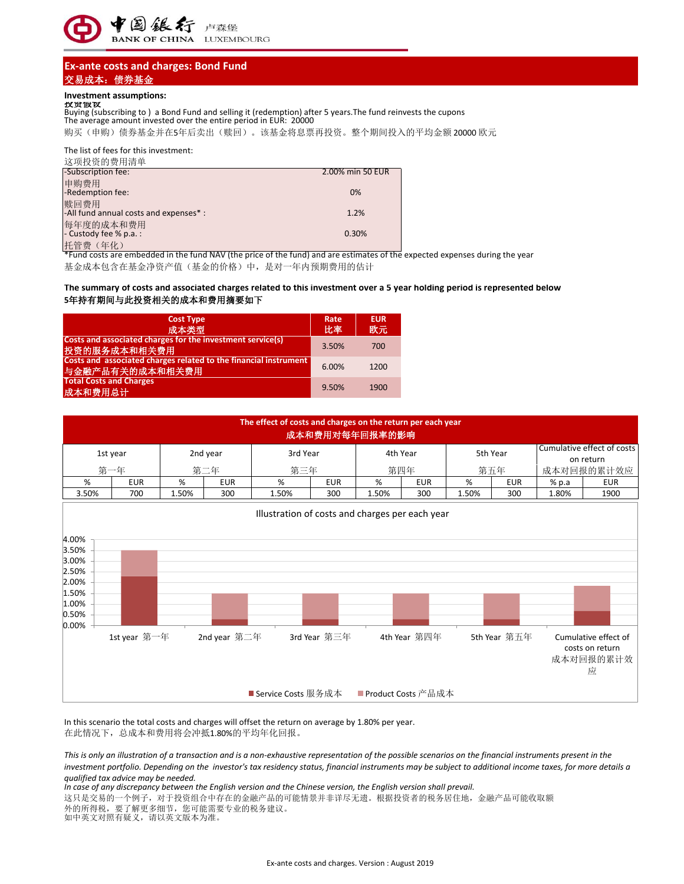## Ex-ante costs and charges: Bond Fund
## 交易成本：债券基金

**Investment assumptions:**
**投资假设**

Buying (subscribing to ) a Bond Fund and selling it (redemption) after 5 years.The fund reinvests the cupons
The average amount invested over the entire period in EUR: 20000
购买（申购）债券基金并在5年后卖出（赎回）。该基金将息票再投资。整个期间投入的平均金额 20000 欧元

The list of fees for this investment:
这项投资的费用清单

| | |
|---|---|
| -Subscription fee: 申购费用 | 2.00% min 50 EUR |
| -Redemption fee: 赎回费用 | 0% |
| -All fund annual costs and expenses* : 每年度的成本和费用 | 1.2% |
| - Custody fee % p.a. : 托管费（年化） | 0.30% |

*Fund costs are embedded in the fund NAV (the price of the fund) and are estimates of the expected expenses during the year
基金成本包含在基金净资产值（基金的价格）中，是对一年内预期费用的估计

**The summary of costs and associated charges related to this investment over a 5 year holding period is represented below**
**5年持有期间与此投资相关的成本和费用摘要如下**

| Cost Type 成本类型 | Rate 比率 | EUR 欧元 |
|---|---|---|
| Costs and associated charges for the investment service(s) 投资的服务成本和相关费用 | 3.50% | 700 |
| Costs and associated charges related to the financial instrument 与金融产品有关的成本和相关费用 | 6.00% | 1200 |
| Total Costs and Charges 成本和费用总计 | 9.50% | 1900 |

**The effect of costs and charges on the return per each year**
**成本和费用对每年回报率的影响**

| 1st year 第一年 | | 2nd year 第二年 | | 3rd Year 第三年 | | 4th Year 第四年 | | 5th Year 第五年 | | Cumulative effect of costs on return 成本对回报的累计效应 | |
|---|---|---|---|---|---|---|---|---|---|---|---|
| % | EUR | % | EUR | % | EUR | % | EUR | % | EUR | % p.a | EUR |
| 3.50% | 700 | 1.50% | 300 | 1.50% | 300 | 1.50% | 300 | 1.50% | 300 | 1.80% | 1900 |

Illustration of costs and charges per each year

In this scenario the total costs and charges will offset the return on average by 1.80% per year.
在此情况下，总成本和费用将会冲抵1.80%的平均年化回报。

*This is only an illustration of a transaction and is a non-exhaustive representation of the possible scenarios on the financial instruments present in the investment portfolio. Depending on the investor's tax residency status, financial instruments may be subject to additional income taxes, for more details a qualified tax advice may be needed.*
*In case of any discrepancy between the English version and the Chinese version, the English version shall prevail.*
这只是交易的一个例子，对于投资组合中存在的金融产品的可能情景并非详尽无遗。根据投资者的税务居住地，金融产品可能收取额外的所得税，要了解更多细节，您可能需要专业的税务建议。
如中英文对照有疑义，请以英文版本为准。

Ex-ante costs and charges. Version : August 2019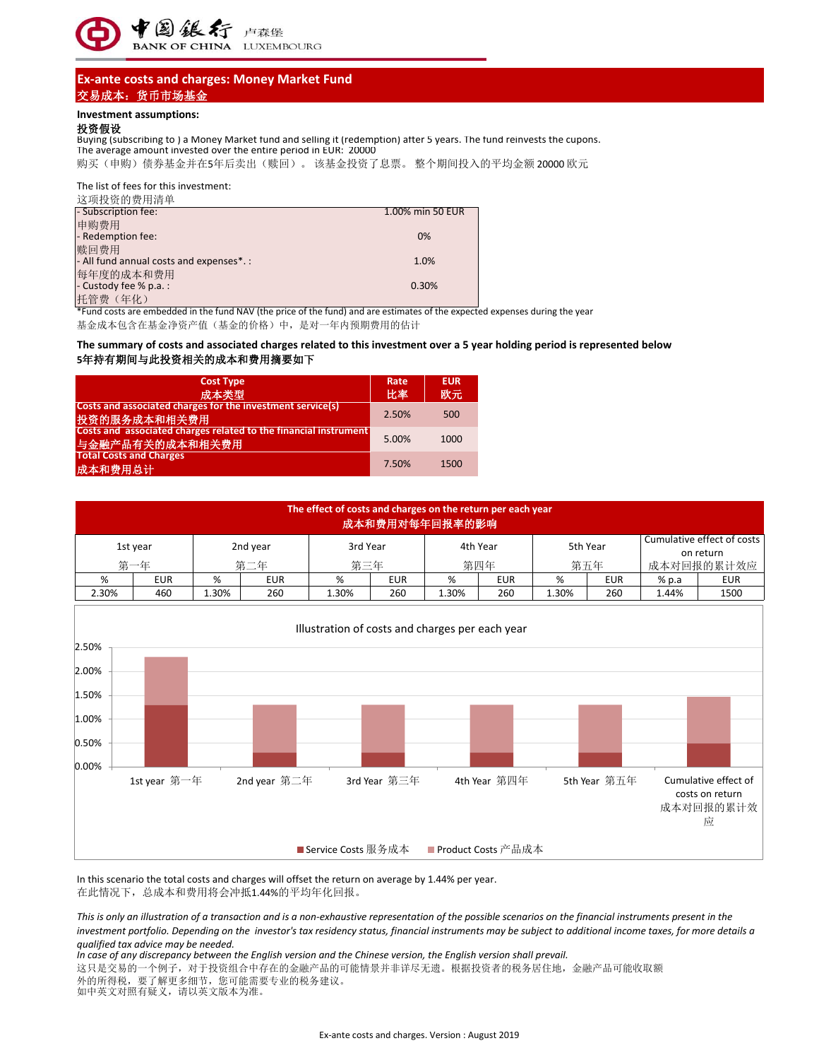## Ex-ante costs and charges: Money Market Fund
## 交易成本：货币市场基金

**Investment assumptions:**
**投资假设**

Buying (subscribing to ) a Money Market fund and selling it (redemption) after 5 years. The fund reinvests the cupons.
The average amount invested over the entire period in EUR: 20000
购买（申购）债券基金并在5年后卖出（赎回）。该基金投资了息票。 整个期间投入的平均金额 20000 欧元

The list of fees for this investment:
这项投资的费用清单

| | |
|---|---|
| - Subscription fee: 申购费用 | 1.00% min 50 EUR |
| - Redemption fee: 赎回费用 | 0% |
| - All fund annual costs and expenses*. : 每年度的成本和费用 | 1.0% |
| - Custody fee % p.a. : 托管费（年化） | 0.30% |

*Fund costs are embedded in the fund NAV (the price of the fund) and are estimates of the expected expenses during the year
基金成本包含在基金净资产值（基金的价格）中，是对一年内预期费用的估计

**The summary of costs and associated charges related to this investment over a 5 year holding period is represented below**
**5年持有期间与此投资相关的成本和费用摘要如下**

| Cost Type 成本类型 | Rate 比率 | EUR 欧元 |
|---|---|---|
| Costs and associated charges for the investment service(s) 投资的服务成本和相关费用 | 2.50% | 500 |
| Costs and associated charges related to the financial instrument 与金融产品有关的成本和相关费用 | 5.00% | 1000 |
| Total Costs and Charges 成本和费用总计 | 7.50% | 1500 |

**The effect of costs and charges on the return per each year**
**成本和费用对每年回报率的影响**

| 1st year 第一年 | | 2nd year 第二年 | | 3rd Year 第三年 | | 4th Year 第四年 | | 5th Year 第五年 | | Cumulative effect of costs on return 成本对回报的累计效应 | |
|---|---|---|---|---|---|---|---|---|---|---|---|
| % | EUR | % | EUR | % | EUR | % | EUR | % | EUR | % p.a | EUR |
| 2.30% | 460 | 1.30% | 260 | 1.30% | 260 | 1.30% | 260 | 1.30% | 260 | 1.44% | 1500 |

Illustration of costs and charges per each year

| | 1st year 第一年 | 2nd year 第二年 | 3rd Year 第三年 | 4th Year 第四年 | 5th Year 第五年 | Cumulative effect of costs on return 成本对回报的累计效应 |
|---|---|---|---|---|---|---|
| Service Costs 服务成本 | 1.30% | 0.30% | 0.30% | 0.30% | 0.30% | 0.50% |
| Product Costs 产品成本 | 1.00% | 1.00% | 1.00% | 1.00% | 1.00% | 1.00% |

In this scenario the total costs and charges will offset the return on average by 1.44% per year.
在此情况下，总成本和费用将会冲抵1.44%的平均年化回报。

*This is only an illustration of a transaction and is a non-exhaustive representation of the possible scenarios on the financial instruments present in the investment portfolio. Depending on the investor's tax residency status, financial instruments may be subject to additional income taxes, for more details a qualified tax advice may be needed.*
*In case of any discrepancy between the English version and the Chinese version, the English version shall prevail.*
这只是交易的一个例子，对于投资组合中存在的金融产品的可能情景并非详尽无遗。根据投资者的税务居住地，金融产品可能收取额外的所得税，要了解更多细节，您可能需要专业的税务建议。
如中英文对照有疑义，请以英文版本为准。

Ex-ante costs and charges. Version : August 2019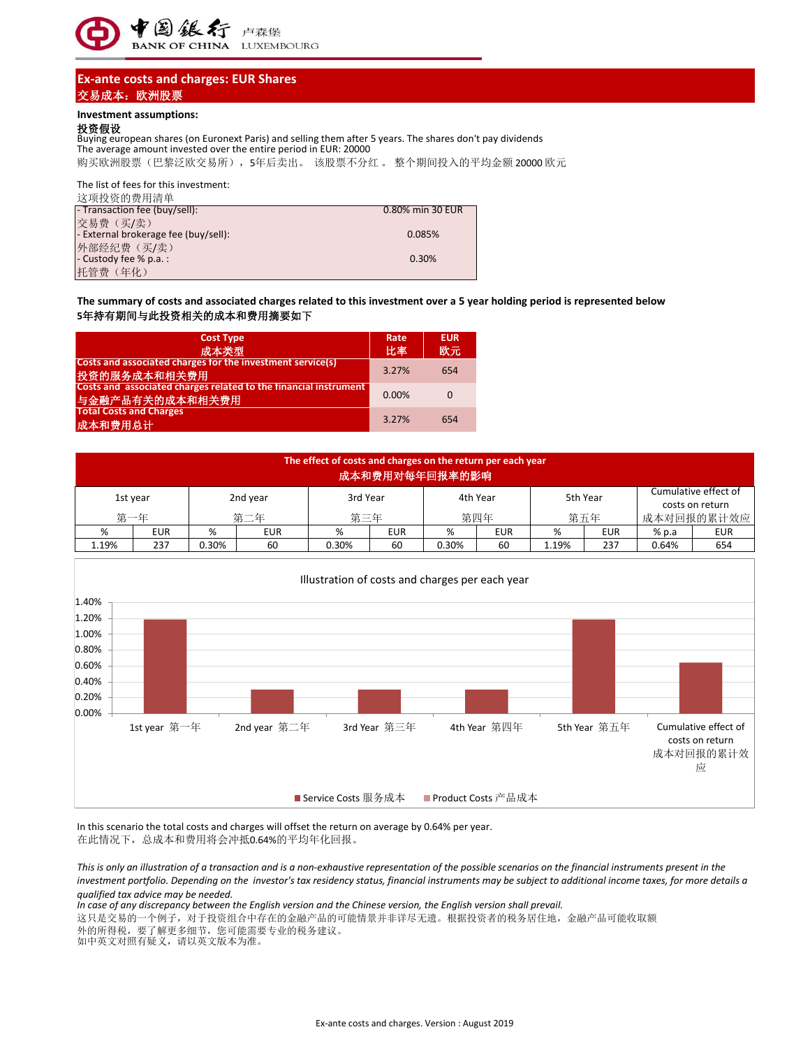## Ex-ante costs and charges: EUR Shares
## 交易成本：欧洲股票

**Investment assumptions:**
**投资假设**

Buying european shares (on Euronext Paris) and selling them after 5 years. The shares don't pay dividends
The average amount invested over the entire period in EUR: 20000
购买欧洲股票（巴黎泛欧交易所），5年后卖出。 该股票不分红 。 整个期间投入的平均金额 20000 欧元

The list of fees for this investment:
这项投资的费用清单

| | |
|---|---|
| - Transaction fee (buy/sell): 交易费（买/卖） | 0.80% min 30 EUR |
| - External brokerage fee (buy/sell): 外部经纪费（买/卖） | 0.085% |
| - Custody fee % p.a. : 托管费（年化） | 0.30% |

**The summary of costs and associated charges related to this investment over a 5 year holding period is represented below**
**5年持有期间与此投资相关的成本和费用摘要如下**

| Cost Type 成本类型 | Rate 比率 | EUR 欧元 |
|---|---|---|
| Costs and associated charges for the investment service(s) 投资的服务成本和相关费用 | 3.27% | 654 |
| Costs and associated charges related to the financial instrument 与金融产品有关的成本和相关费用 | 0.00% | 0 |
| Total Costs and Charges 成本和费用总计 | 3.27% | 654 |

**The effect of costs and charges on the return per each year**
**成本和费用对每年回报率的影响**

| 1st year 第一年 | | 2nd year 第二年 | | 3rd Year 第三年 | | 4th Year 第四年 | | 5th Year 第五年 | | Cumulative effect of costs on return 成本对回报的累计效应 | |
|---|---|---|---|---|---|---|---|---|---|---|---|
| % | EUR | % | EUR | % | EUR | % | EUR | % | EUR | % p.a | EUR |
| 1.19% | 237 | 0.30% | 60 | 0.30% | 60 | 0.30% | 60 | 1.19% | 237 | 0.64% | 654 |

**Illustration of costs and charges per each year**

| | 1st year 第一年 | 2nd year 第二年 | 3rd Year 第三年 | 4th Year 第四年 | 5th Year 第五年 | Cumulative effect of costs on return 成本对回报的累计效应 |
|---|---|---|---|---|---|---|
| Service Costs 服务成本 | 1.19% | 0.30% | 0.30% | 0.30% | 1.19% | 0.64% |
| Product Costs 产品成本 | | | | | | |

In this scenario the total costs and charges will offset the return on average by 0.64% per year.
在此情况下，总成本和费用将会冲抵0.64%的平均年化回报。

*This is only an illustration of a transaction and is a non-exhaustive representation of the possible scenarios on the financial instruments present in the investment portfolio. Depending on the investor's tax residency status, financial instruments may be subject to additional income taxes, for more details a qualified tax advice may be needed.*
*In case of any discrepancy between the English version and the Chinese version, the English version shall prevail.*
这只是交易的一个例子，对于投资组合中存在的金融产品的可能情景并非详尽无遗。根据投资者的税务居住地，金融产品可能收取额外的所得税，要了解更多细节，您可能需要专业的税务建议。
如中英文对照有疑义，请以英文版本为准。

Ex-ante costs and charges. Version : August 2019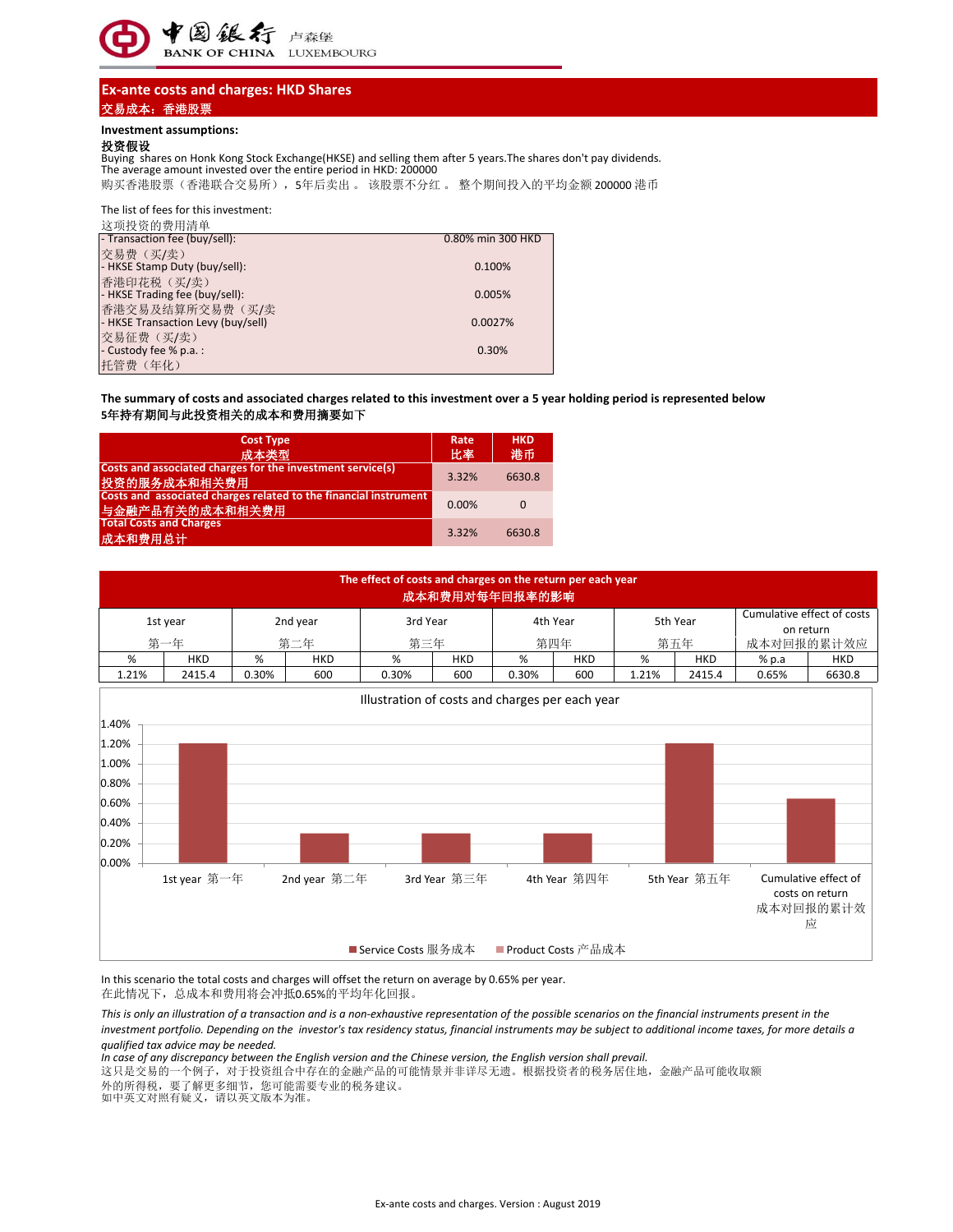## Ex-ante costs and charges: HKD Shares

## 交易成本：香港股票

**Investment assumptions:**

**投资假设**

Buying shares on Honk Kong Stock Exchange(HKSE) and selling them after 5 years.The shares don't pay dividends.
The average amount invested over the entire period in HKD: 200000

购买香港股票（香港联合交易所），5年后卖出 。 该股票不分红 。 整个期间投入的平均金额 200000 港币

The list of fees for this investment:

这项投资的费用清单

| | |
|---|---|
| - Transaction fee (buy/sell): 交易费（买/卖） | 0.80% min 300 HKD |
| - HKSE Stamp Duty (buy/sell): 香港印花税（买/卖） | 0.100% |
| - HKSE Trading fee (buy/sell): 香港交易及结算所交易费（买/卖 | 0.005% |
| - HKSE Transaction Levy (buy/sell) 交易征费（买/卖） | 0.0027% |
| - Custody fee % p.a. : 托管费（年化） | 0.30% |

**The summary of costs and associated charges related to this investment over a 5 year holding period is represented below**

**5年持有期间与此投资相关的成本和费用摘要如下**

| Cost Type 成本类型 | Rate 比率 | HKD 港币 |
|---|---|---|
| Costs and associated charges for the investment service(s) 投资的服务成本和相关费用 | 3.32% | 6630.8 |
| Costs and associated charges related to the financial instrument 与金融产品有关的成本和相关费用 | 0.00% | 0 |
| Total Costs and Charges 成本和费用总计 | 3.32% | 6630.8 |

**The effect of costs and charges on the return per each year**

**成本和费用对每年回报率的影响**

| 1st year 第一年 | | 2nd year 第二年 | | 3rd Year 第三年 | | 4th Year 第四年 | | 5th Year 第五年 | | Cumulative effect of costs on return 成本对回报的累计效应 | |
|---|---|---|---|---|---|---|---|---|---|---|---|
| % | HKD | % | HKD | % | HKD | % | HKD | % | HKD | % p.a | HKD |
| 1.21% | 2415.4 | 0.30% | 600 | 0.30% | 600 | 0.30% | 600 | 1.21% | 2415.4 | 0.65% | 6630.8 |

Illustration of costs and charges per each year

| | Service Costs 服务成本 |
|---|---|
| 1st year 第一年 | 1.21% |
| 2nd year 第二年 | 0.30% |
| 3rd Year 第三年 | 0.30% |
| 4th Year 第四年 | 0.30% |
| 5th Year 第五年 | 1.21% |
| Cumulative effect of costs on return 成本对回报的累计效应 | 0.65% |

■ Service Costs 服务成本 ■ Product Costs 产品成本

In this scenario the total costs and charges will offset the return on average by 0.65% per year.

在此情况下，总成本和费用将会冲抵0.65%的平均年化回报。

*This is only an illustration of a transaction and is a non-exhaustive representation of the possible scenarios on the financial instruments present in the investment portfolio. Depending on the investor's tax residency status, financial instruments may be subject to additional income taxes, for more details a qualified tax advice may be needed.*

*In case of any discrepancy between the English version and the Chinese version, the English version shall prevail.*

这只是交易的一个例子，对于投资组合中存在的金融产品的可能情景并非详尽无遗。根据投资者的税务居住地，金融产品可能收取额外的所得税，要了解更多细节，您可能需要专业的税务建议。

如中英文对照有疑义，请以英文版本为准。

Ex-ante costs and charges. Version : August 2019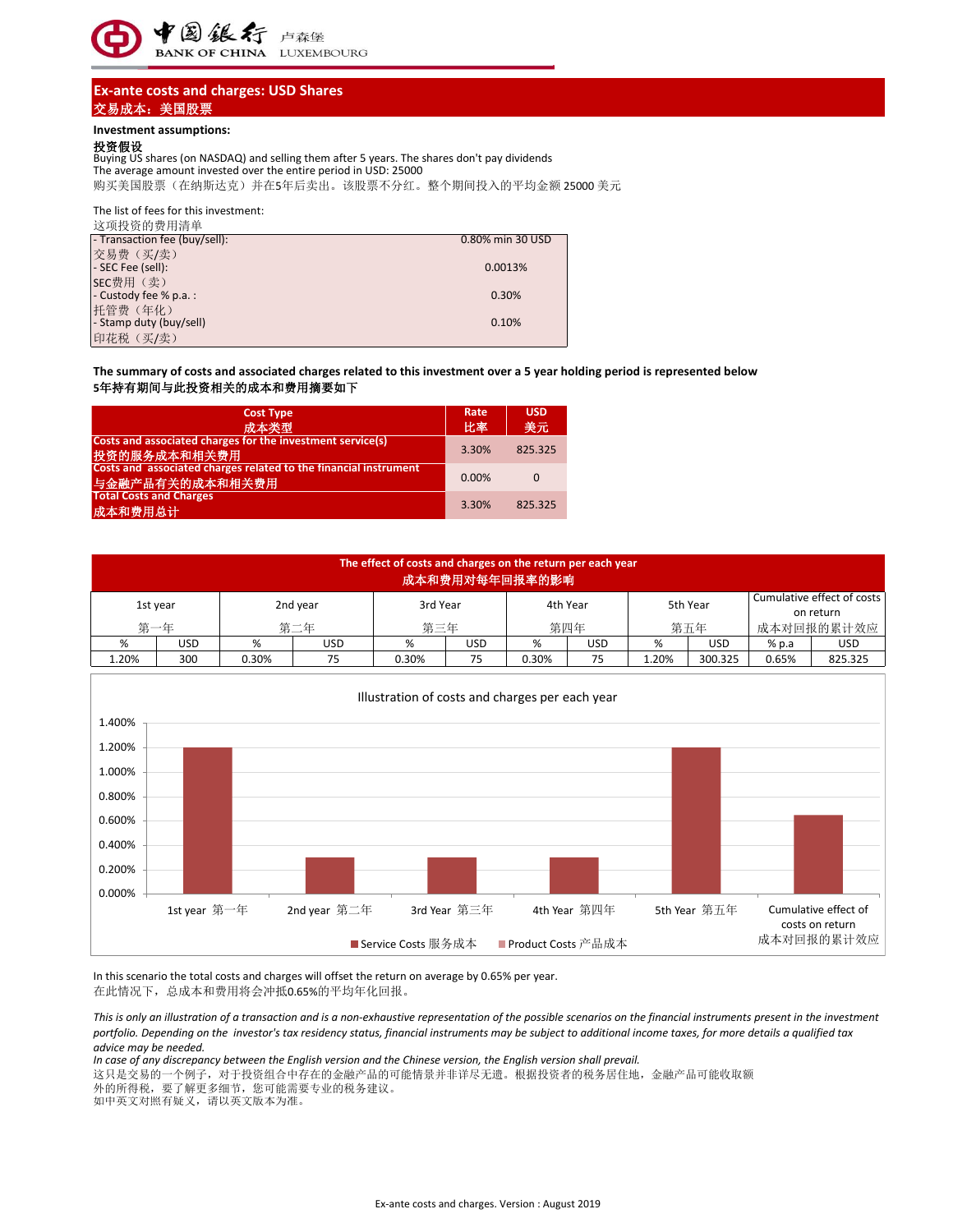## Ex-ante costs and charges: USD Shares
## 交易成本：美国股票

**Investment assumptions:**

**投资假设**

Buying US shares (on NASDAQ) and selling them after 5 years. The shares don't pay dividends
The average amount invested over the entire period in USD: 25000
购买美国股票（在纳斯达克）并在5年后卖出。该股票不分红。整个期间投入的平均金额 25000 美元

The list of fees for this investment:
这项投资的费用清单

| | |
|---|---|
| - Transaction fee (buy/sell): 交易费（买/卖） | 0.80% min 30 USD |
| - SEC Fee (sell): SEC费用（卖） | 0.0013% |
| - Custody fee % p.a. : 托管费（年化） | 0.30% |
| - Stamp duty (buy/sell) 印花税（买/卖） | 0.10% |

**The summary of costs and associated charges related to this investment over a 5 year holding period is represented below**
**5年持有期间与此投资相关的成本和费用摘要如下**

| Cost Type 成本类型 | Rate 比率 | USD 美元 |
|---|---|---|
| Costs and associated charges for the investment service(s) 投资的服务成本和相关费用 | 3.30% | 825.325 |
| Costs and associated charges related to the financial instrument 与金融产品有关的成本和相关费用 | 0.00% | 0 |
| Total Costs and Charges 成本和费用总计 | 3.30% | 825.325 |

**The effect of costs and charges on the return per each year**
**成本和费用对每年回报率的影响**

| 1st year 第一年 | | 2nd year 第二年 | | 3rd Year 第三年 | | 4th Year 第四年 | | 5th Year 第五年 | | Cumulative effect of costs on return 成本对回报的累计效应 | |
|---|---|---|---|---|---|---|---|---|---|---|---|
| % | USD | % | USD | % | USD | % | USD | % | USD | % p.a | USD |
| 1.20% | 300 | 0.30% | 75 | 0.30% | 75 | 0.30% | 75 | 1.20% | 300.325 | 0.65% | 825.325 |

Illustration of costs and charges per each year

1.400%
1.200%
1.000%
0.800%
0.600%
0.400%
0.200%
0.000%

1st year 第一年
2nd year 第二年
3rd Year 第三年
4th Year 第四年
5th Year 第五年
Cumulative effect of costs on return 成本对回报的累计效应

Service Costs 服务成本
Product Costs 产品成本

In this scenario the total costs and charges will offset the return on average by 0.65% per year.
在此情况下，总成本和费用将会冲抵0.65%的平均年化回报。

*This is only an illustration of a transaction and is a non-exhaustive representation of the possible scenarios on the financial instruments present in the investment portfolio. Depending on the investor's tax residency status, financial instruments may be subject to additional income taxes, for more details a qualified tax advice may be needed.*
*In case of any discrepancy between the English version and the Chinese version, the English version shall prevail.*
这只是交易的一个例子，对于投资组合中存在的金融产品的可能情景并非详尽无遗。根据投资者的税务居住地，金融产品可能收取额外的所得税，要了解更多细节，您可能需要专业的税务建议。
如中英文对照有疑义，请以英文版本为准。

Ex-ante costs and charges. Version : August 2019